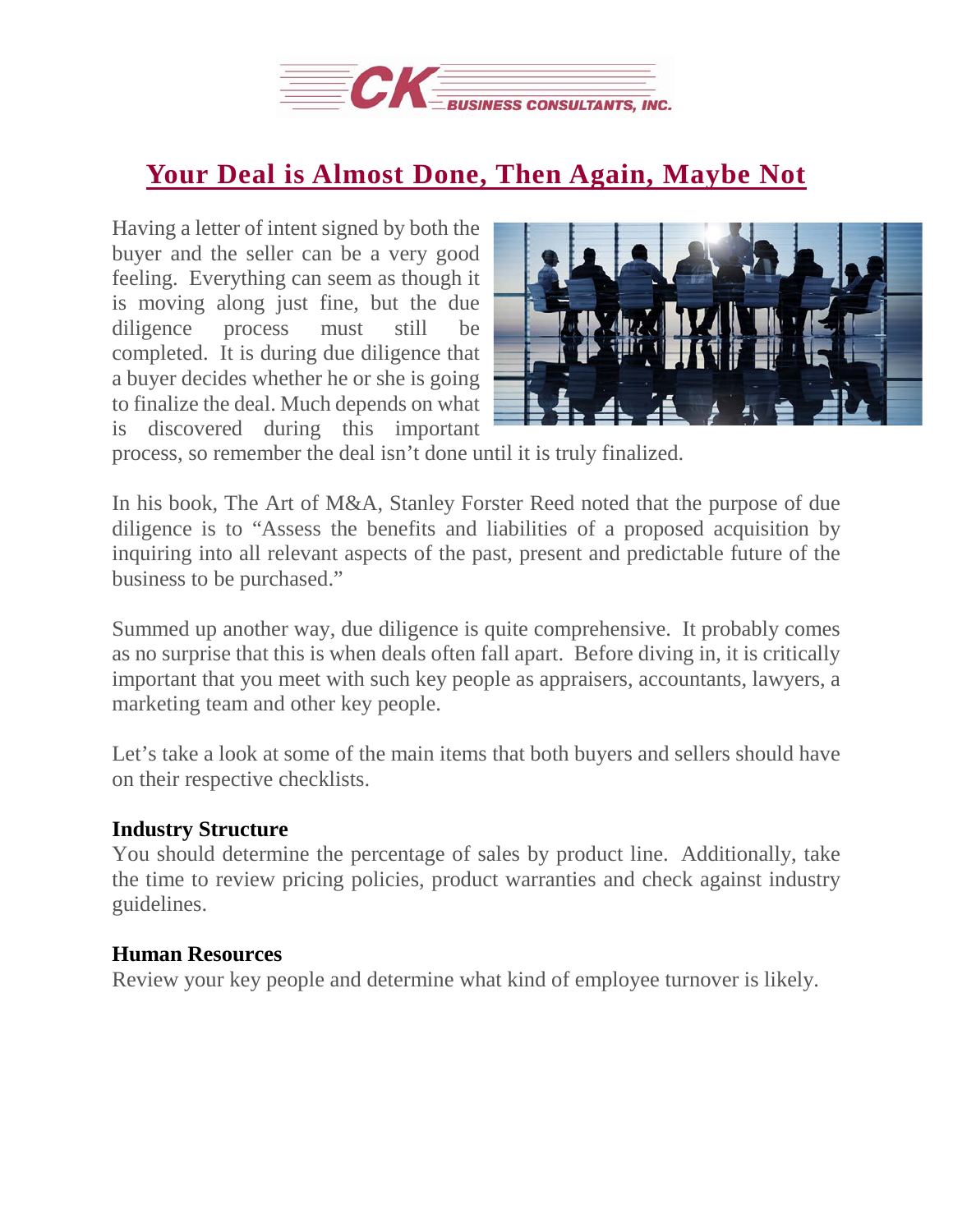# Your Deal is Almost Done, Then Again, Maybe Not

Having a letter of intent signed by both the buyer and the seller can be a very good feeling. Everything can seem as though it is moving along just fine, but the due diligence process must still be completed. It is during due diligence that a buyer decides whether he or she is going to finalize the deal. Much depends on what is discovered during this important process, so remember the deal isn't done until it is truly finalized.

In his book, The Art of M&A, Stanley Forster Reed noted that the purpose of due diligence is to "Assess the benefits and liabilities of a proposed acquisition by inquiring into all relevant aspects of the past, present and predictable future of the business to be purchased."

Summed up another way, due diligence is quite comprehensive. It probably comes as no surprise that this is when deals often fall apart. Before diving in, it is critically important that you meet with such key people as appraisers, accountants, lawyers, a marketing team and other key people.

Let's take a look at some of the main items that both buyers and sellers should have on their respective checklists.

**Industry Structure**

You should determine the percentage of sales by product line. Additionally, take the time to review pricing policies, product warranties and check against industry guidelines.

**Human Resources**

Review your key people and determine what kind of employee turnover is likely.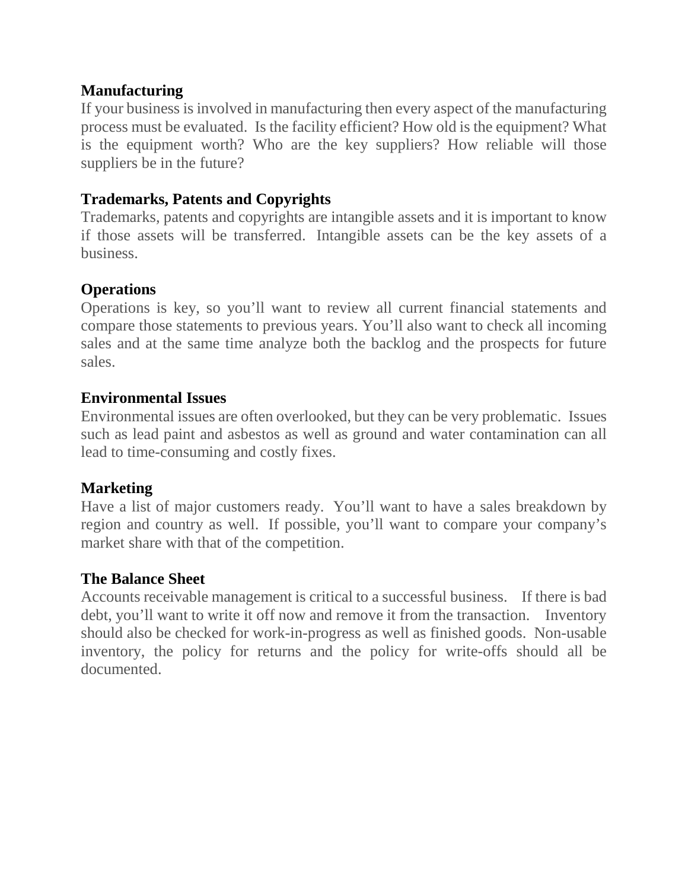**Manufacturing**

If your business is involved in manufacturing then every aspect of the manufacturing process must be evaluated. Is the facility efficient? How old is the equipment? What is the equipment worth? Who are the key suppliers? How reliable will those suppliers be in the future?

**Trademarks, Patents and Copyrights**

Trademarks, patents and copyrights are intangible assets and it is important to know if those assets will be transferred. Intangible assets can be the key assets of a business.

**Operations**

Operations is key, so you'll want to review all current financial statements and compare those statements to previous years. You'll also want to check all incoming sales and at the same time analyze both the backlog and the prospects for future sales.

**Environmental Issues**

Environmental issues are often overlooked, but they can be very problematic. Issues such as lead paint and asbestos as well as ground and water contamination can all lead to time-consuming and costly fixes.

**Marketing**

Have a list of major customers ready. You'll want to have a sales breakdown by region and country as well. If possible, you'll want to compare your company's market share with that of the competition.

**The Balance Sheet**

Accounts receivable management is critical to a successful business. If there is bad debt, you'll want to write it off now and remove it from the transaction. Inventory should also be checked for work-in-progress as well as finished goods. Non-usable inventory, the policy for returns and the policy for write-offs should all be documented.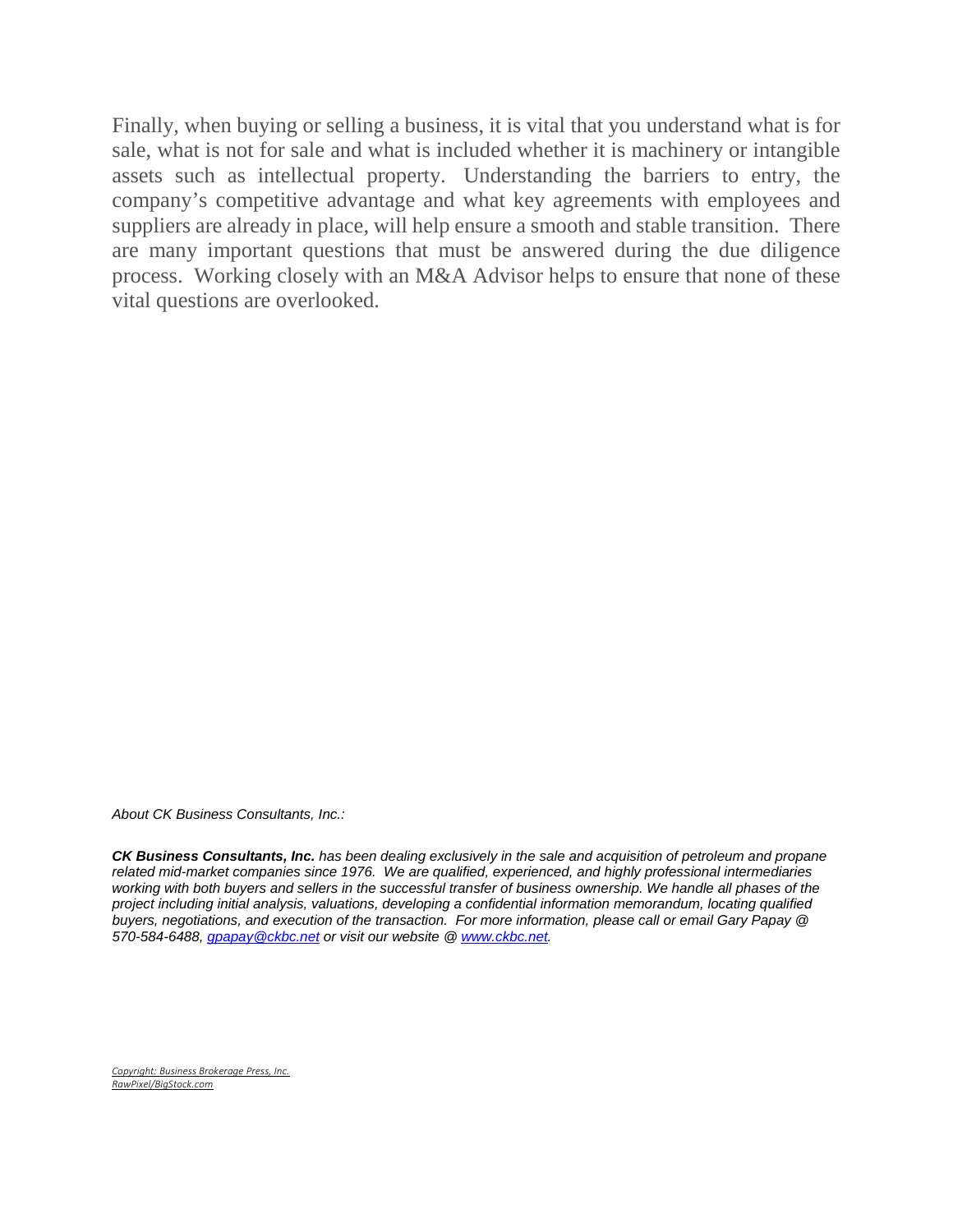Finally, when buying or selling a business, it is vital that you understand what is for sale, what is not for sale and what is included whether it is machinery or intangible assets such as intellectual property. Understanding the barriers to entry, the company's competitive advantage and what key agreements with employees and suppliers are already in place, will help ensure a smooth and stable transition. There are many important questions that must be answered during the due diligence process. Working closely with an M&A Advisor helps to ensure that none of these vital questions are overlooked.

*About CK Business Consultants, Inc.:*

***CK Business Consultants, Inc.*** *has been dealing exclusively in the sale and acquisition of petroleum and propane related mid-market companies since 1976. We are qualified, experienced, and highly professional intermediaries working with both buyers and sellers in the successful transfer of business ownership. We handle all phases of the project including initial analysis, valuations, developing a confidential information memorandum, locating qualified buyers, negotiations, and execution of the transaction. For more information, please call or email Gary Papay @ 570-584-6488, [gpapay@ckbc.net](mailto:gpapay@ckbc.net) or visit our website @ [www.ckbc.net](http://www.ckbc.net).*

*Copyright: Business Brokerage Press, Inc.*
*RawPixel/BigStock.com*